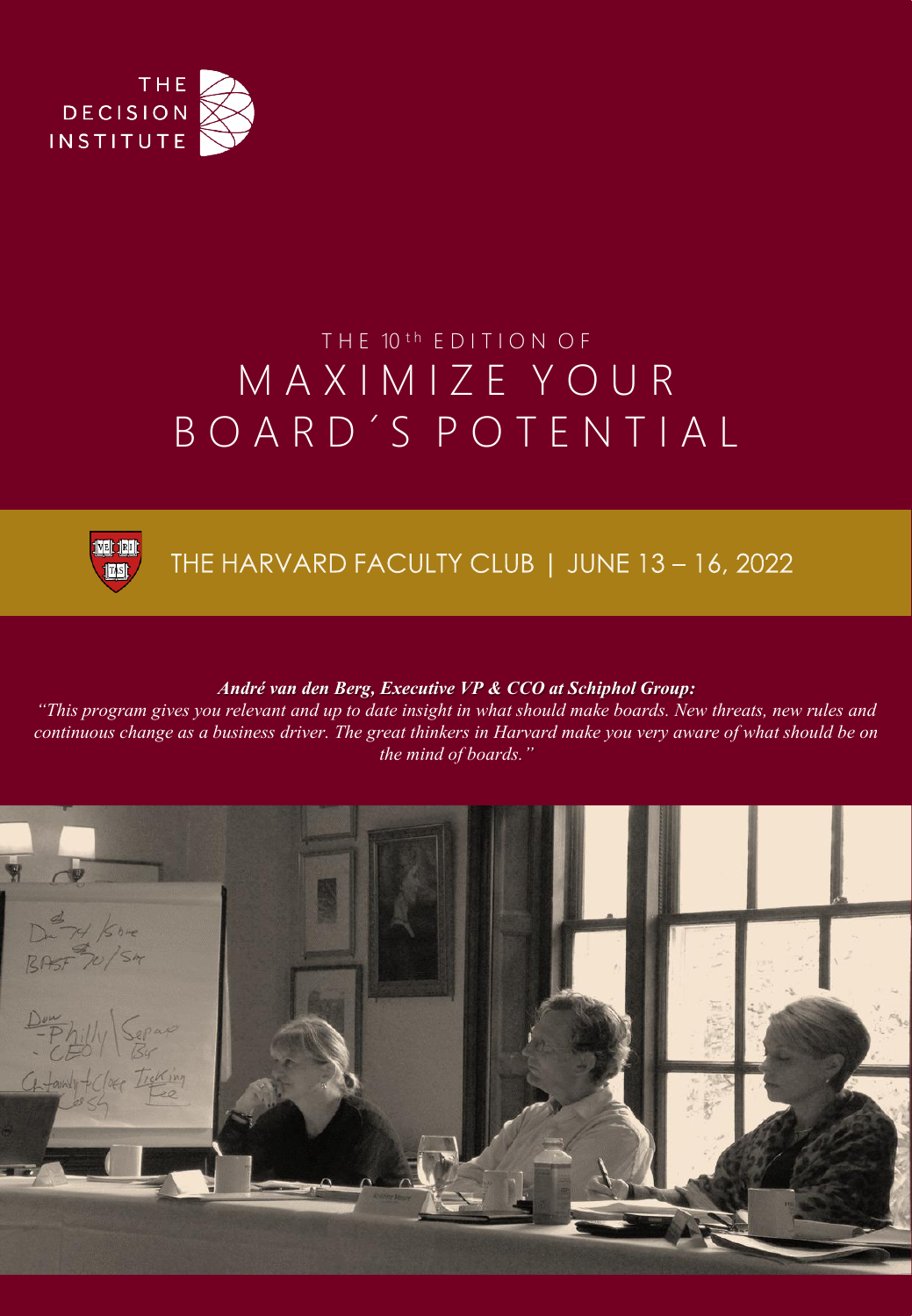THE DECISION INSTITUTE

THE 10th EDITION OF

# MAXIMIZE YOUR BOARD´S POTENTIAL

## THE HARVARD FACULTY CLUB | JUNE 13 – 16, 2022

***André van den Berg, Executive VP & CCO at Schiphol Group:***

*"This program gives you relevant and up to date insight in what should make boards. New threats, new rules and continuous change as a business driver. The great thinkers in Harvard make you very aware of what should be on the mind of boards."*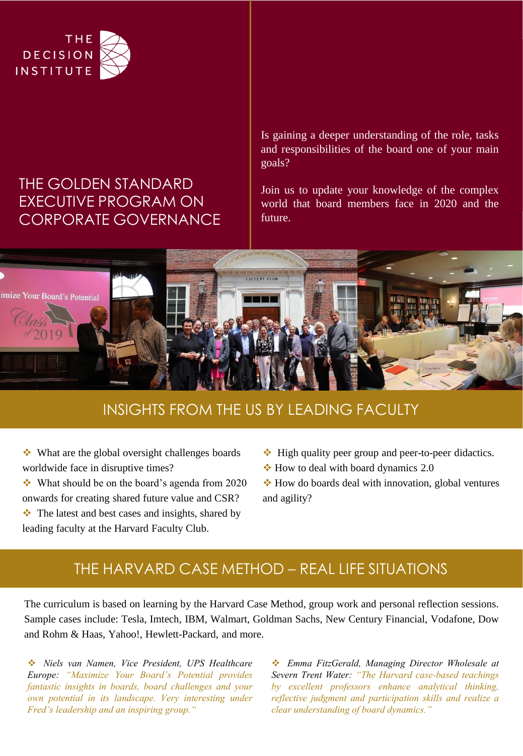THE DECISION INSTITUTE

# THE GOLDEN STANDARD EXECUTIVE PROGRAM ON CORPORATE GOVERNANCE

Is gaining a deeper understanding of the role, tasks and responsibilities of the board one of your main goals?

Join us to update your knowledge of the complex world that board members face in 2020 and the future.

## INSIGHTS FROM THE US BY LEADING FACULTY

- What are the global oversight challenges boards worldwide face in disruptive times?
- What should be on the board's agenda from 2020 onwards for creating shared future value and CSR?
- The latest and best cases and insights, shared by leading faculty at the Harvard Faculty Club.
- High quality peer group and peer-to-peer didactics.
- How to deal with board dynamics 2.0
- How do boards deal with innovation, global ventures and agility?

## THE HARVARD CASE METHOD – REAL LIFE SITUATIONS

The curriculum is based on learning by the Harvard Case Method, group work and personal reflection sessions. Sample cases include: Tesla, Imtech, IBM, Walmart, Goldman Sachs, New Century Financial, Vodafone, Dow and Rohm & Haas, Yahoo!, Hewlett-Packard, and more.

- *Niels van Namen, Vice President, UPS Healthcare Europe: "Maximize Your Board's Potential provides fantastic insights in boards, board challenges and your own potential in its landscape. Very interesting under Fred's leadership and an inspiring group."*

- *Emma FitzGerald, Managing Director Wholesale at Severn Trent Water: "The Harvard case-based teachings by excellent professors enhance analytical thinking, reflective judgment and participation skills and realize a clear understanding of board dynamics."*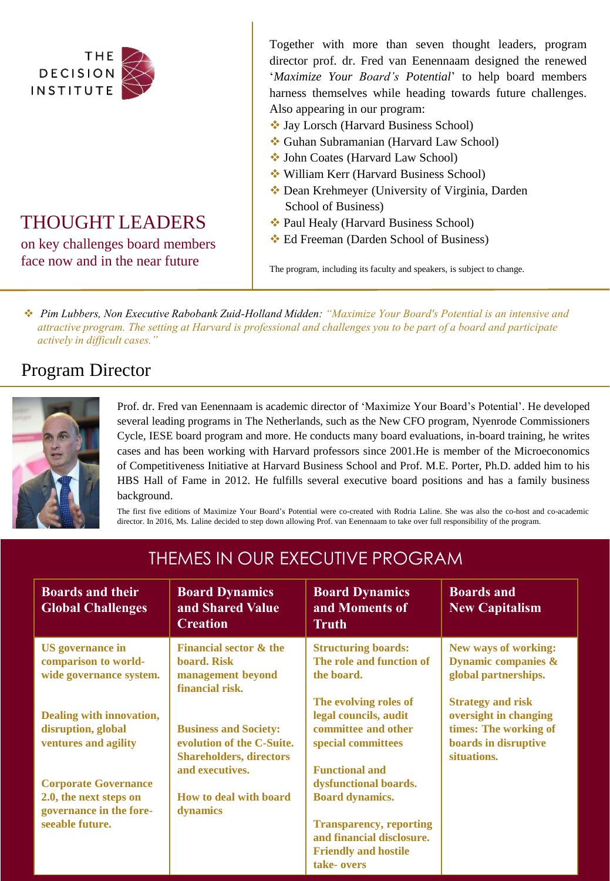THE DECISION INSTITUTE

## THOUGHT LEADERS

on key challenges board members face now and in the near future

Together with more than seven thought leaders, program director prof. dr. Fred van Eenennaam designed the renewed '*Maximize Your Board's Potential*' to help board members harness themselves while heading towards future challenges. Also appearing in our program:

- Jay Lorsch (Harvard Business School)
- Guhan Subramanian (Harvard Law School)
- John Coates (Harvard Law School)
- William Kerr (Harvard Business School)
- Dean Krehmeyer (University of Virginia, Darden School of Business)
- Paul Healy (Harvard Business School)
- Ed Freeman (Darden School of Business)

The program, including its faculty and speakers, is subject to change.

- *Pim Lubbers, Non Executive Rabobank Zuid-Holland Midden: "Maximize Your Board's Potential is an intensive and attractive program. The setting at Harvard is professional and challenges you to be part of a board and participate actively in difficult cases."*

## Program Director

Prof. dr. Fred van Eenennaam is academic director of 'Maximize Your Board's Potential'. He developed several leading programs in The Netherlands, such as the New CFO program, Nyenrode Commissioners Cycle, IESE board program and more. He conducts many board evaluations, in-board training, he writes cases and has been working with Harvard professors since 2001.He is member of the Microeconomics of Competitiveness Initiative at Harvard Business School and Prof. M.E. Porter, Ph.D. added him to his HBS Hall of Fame in 2012. He fulfills several executive board positions and has a family business background.

The first five editions of Maximize Your Board's Potential were co-created with Rodria Laline. She was also the co-host and co-academic director. In 2016, Ms. Laline decided to step down allowing Prof. van Eenennaam to take over full responsibility of the program.

## THEMES IN OUR EXECUTIVE PROGRAM

| Boards and their Global Challenges | Board Dynamics and Shared Value Creation | Board Dynamics and Moments of Truth | Boards and New Capitalism |
|---|---|---|---|
| US governance in comparison to world-wide governance system.<br><br>Dealing with innovation, disruption, global ventures and agility<br><br>Corporate Governance 2.0, the next steps on governance in the fore-seeable future. | Financial sector & the board. Risk management beyond financial risk.<br><br>Business and Society: evolution of the C-Suite. Shareholders, directors and executives.<br><br>How to deal with board dynamics | Structuring boards: The role and function of the board.<br><br>The evolving roles of legal councils, audit committee and other special committees<br><br>Functional and dysfunctional boards. Board dynamics.<br><br>Transparency, reporting and financial disclosure. Friendly and hostile take- overs | New ways of working: Dynamic companies & global partnerships.<br><br>Strategy and risk oversight in changing times: The working of boards in disruptive situations. |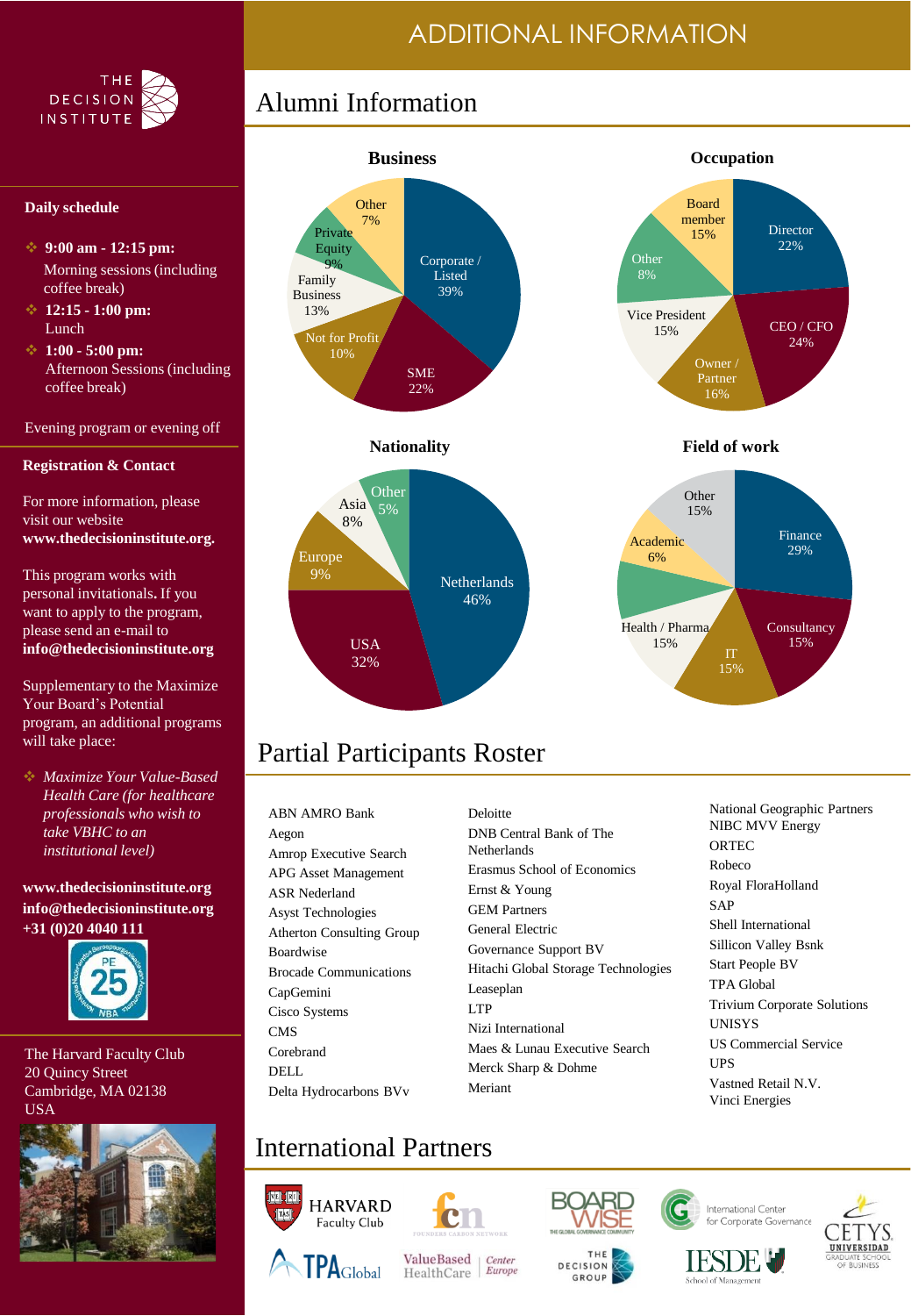# ADDITIONAL INFORMATION

THE DECISION INSTITUTE

**Daily schedule**

- **9:00 am - 12:15 pm:** Morning sessions (including coffee break)
- **12:15 - 1:00 pm:** Lunch
- **1:00 - 5:00 pm:** Afternoon Sessions (including coffee break)

Evening program or evening off

**Registration & Contact**

For more information, please visit our website **www.thedecisioninstitute.org.**

This program works with personal invitations**.** If you want to apply to the program, please send an e-mail to **info@thedecisioninstitute.org**

Supplementary to the Maximize Your Board's Potential program, an additional programs will take place:

- *Maximize Your Value-Based Health Care (for healthcare professionals who wish to take VBHC to an institutional level)*

**www.thedecisioninstitute.org**
**info@thedecisioninstitute.org**
**+31 (0)20 4040 111**

The Harvard Faculty Club
20 Quincy Street
Cambridge, MA 02138
USA

## Alumni Information

**Business**

Corporate / Listed 39%
SME 22%
Not for Profit 10%
Family Business 13%
Private Equity 9%
Other 7%

**Occupation**

Director 22%
CEO / CFO 24%
Owner / Partner 16%
Vice President 15%
Other 8%
Board member 15%

**Nationality**

Netherlands 46%
USA 32%
Europe 9%
Asia 8%
Other 5%

**Field of work**

Finance 29%
Consultancy 15%
IT 15%
Health / Pharma 15%
Academic 6%
Other 15%

## Partial Participants Roster

ABN AMRO Bank
Aegon
Amrop Executive Search
APG Asset Management
ASR Nederland
Asyst Technologies
Atherton Consulting Group
Boardwise
Brocade Communications
CapGemini
Cisco Systems
CMS
Corebrand
DELL
Delta Hydrocarbons BVv
Deloitte
DNB Central Bank of The Netherlands
Erasmus School of Economics
Ernst & Young
GEM Partners
General Electric
Governance Support BV
Hitachi Global Storage Technologies
Leaseplan
LTP
Nizi International
Maes & Lunau Executive Search
Merck Sharp & Dohme
Meriant
National Geographic Partners
NIBC MVV Energy
ORTEC
Robeco
Royal FloraHolland
SAP
Shell International
Sillicon Valley Bsnk
Start People BV
TPA Global
Trivium Corporate Solutions
UNISYS
US Commercial Service
UPS
Vastned Retail N.V.
Vinci Energies

## International Partners

HARVARD Faculty Club
fcn Founders Carbon Network
BOARDWISE The Global Governance Community
International Center for Corporate Governance
CETYS Universidad Graduate School of Business
TPA Global
ValueBased HealthCare Center Europe
The Decision Group
IESDE School of Management